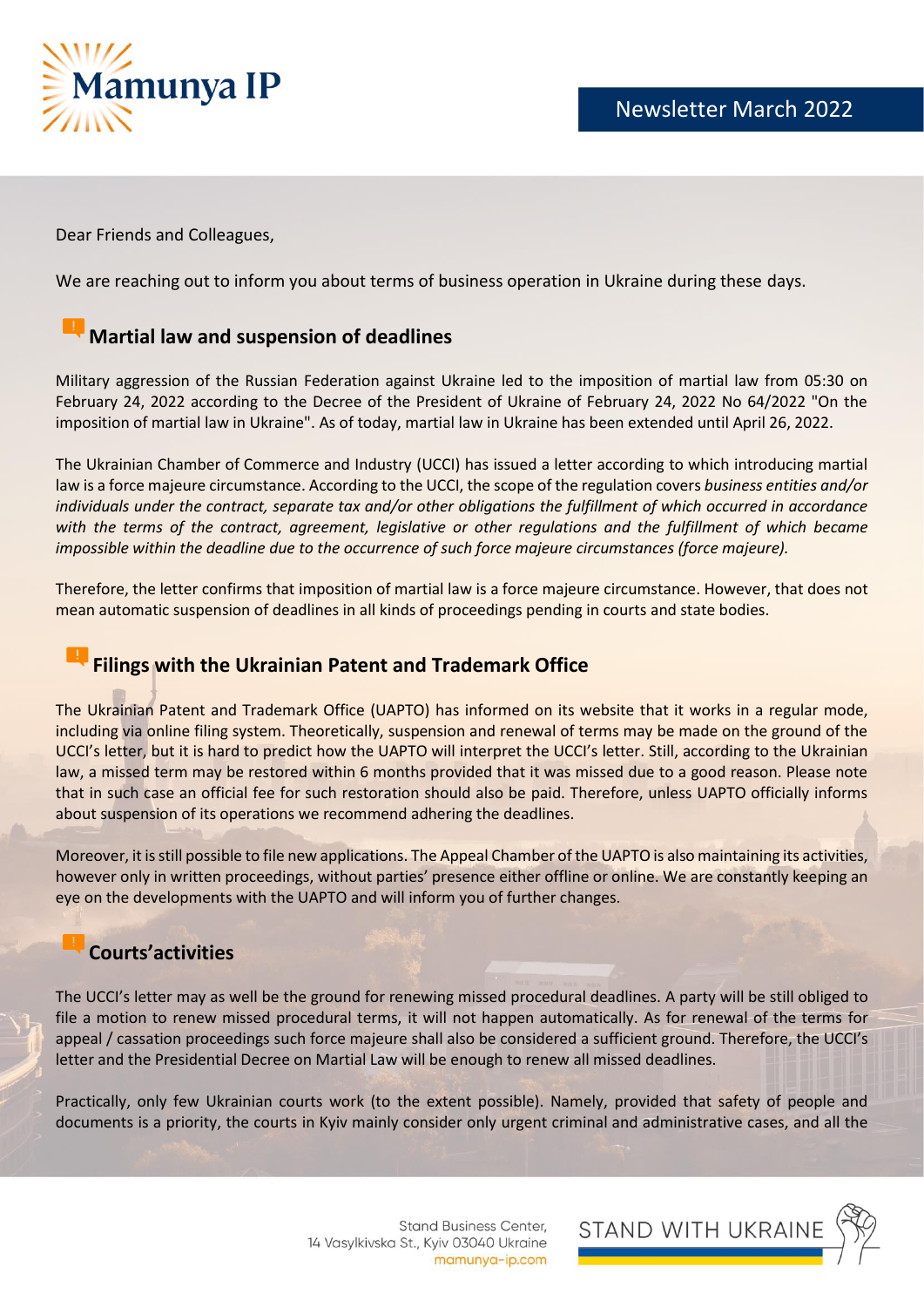Mamunya IP

# Newsletter March 2022

Dear Friends and Colleagues,

We are reaching out to inform you about terms of business operation in Ukraine during these days.

## Martial law and suspension of deadlines

Military aggression of the Russian Federation against Ukraine led to the imposition of martial law from 05:30 on February 24, 2022 according to the Decree of the President of Ukraine of February 24, 2022 No 64/2022 "On the imposition of martial law in Ukraine". As of today, martial law in Ukraine has been extended until April 26, 2022.

The Ukrainian Chamber of Commerce and Industry (UCCI) has issued a letter according to which introducing martial law is a force majeure circumstance. According to the UCCI, the scope of the regulation covers *business entities and/or individuals under the contract, separate tax and/or other obligations the fulfillment of which occurred in accordance with the terms of the contract, agreement, legislative or other regulations and the fulfillment of which became impossible within the deadline due to the occurrence of such force majeure circumstances (force majeure).*

Therefore, the letter confirms that imposition of martial law is a force majeure circumstance. However, that does not mean automatic suspension of deadlines in all kinds of proceedings pending in courts and state bodies.

## Filings with the Ukrainian Patent and Trademark Office

The Ukrainian Patent and Trademark Office (UAPTO) has informed on its website that it works in a regular mode, including via online filing system. Theoretically, suspension and renewal of terms may be made on the ground of the UCCI's letter, but it is hard to predict how the UAPTO will interpret the UCCI's letter. Still, according to the Ukrainian law, a missed term may be restored within 6 months provided that it was missed due to a good reason. Please note that in such case an official fee for such restoration should also be paid. Therefore, unless UAPTO officially informs about suspension of its operations we recommend adhering the deadlines.

Moreover, it is still possible to file new applications. The Appeal Chamber of the UAPTO is also maintaining its activities, however only in written proceedings, without parties' presence either offline or online. We are constantly keeping an eye on the developments with the UAPTO and will inform you of further changes.

## Courts'activities

The UCCI's letter may as well be the ground for renewing missed procedural deadlines. A party will be still obliged to file a motion to renew missed procedural terms, it will not happen automatically. As for renewal of the terms for appeal / cassation proceedings such force majeure shall also be considered a sufficient ground. Therefore, the UCCI's letter and the Presidential Decree on Martial Law will be enough to renew all missed deadlines.

Practically, only few Ukrainian courts work (to the extent possible). Namely, provided that safety of people and documents is a priority, the courts in Kyiv mainly consider only urgent criminal and administrative cases, and all the

Stand Business Center,
14 Vasylkivska St., Kyiv 03040 Ukraine
mamunya-ip.com

STAND WITH UKRAINE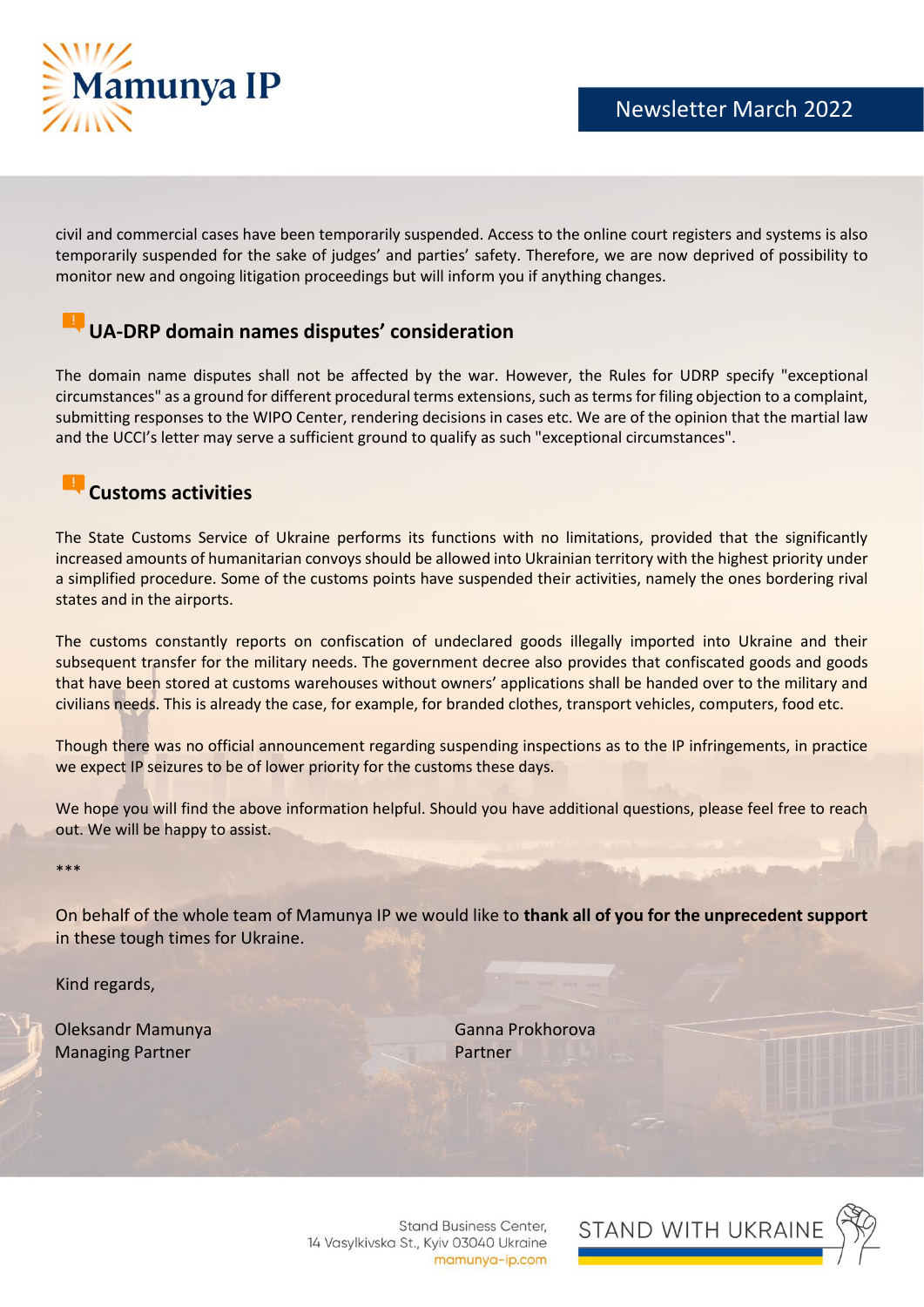civil and commercial cases have been temporarily suspended. Access to the online court registers and systems is also temporarily suspended for the sake of judges' and parties' safety. Therefore, we are now deprived of possibility to monitor new and ongoing litigation proceedings but will inform you if anything changes.

## UA-DRP domain names disputes' consideration

The domain name disputes shall not be affected by the war. However, the Rules for UDRP specify "exceptional circumstances" as a ground for different procedural terms extensions, such as terms for filing objection to a complaint, submitting responses to the WIPO Center, rendering decisions in cases etc. We are of the opinion that the martial law and the UCCI's letter may serve a sufficient ground to qualify as such "exceptional circumstances".

## Customs activities

The State Customs Service of Ukraine performs its functions with no limitations, provided that the significantly increased amounts of humanitarian convoys should be allowed into Ukrainian territory with the highest priority under a simplified procedure. Some of the customs points have suspended their activities, namely the ones bordering rival states and in the airports.

The customs constantly reports on confiscation of undeclared goods illegally imported into Ukraine and their subsequent transfer for the military needs. The government decree also provides that confiscated goods and goods that have been stored at customs warehouses without owners' applications shall be handed over to the military and civilians needs. This is already the case, for example, for branded clothes, transport vehicles, computers, food etc.

Though there was no official announcement regarding suspending inspections as to the IP infringements, in practice we expect IP seizures to be of lower priority for the customs these days.

We hope you will find the above information helpful. Should you have additional questions, please feel free to reach out. We will be happy to assist.

***

On behalf of the whole team of Mamunya IP we would like to **thank all of you for the unprecedent support** in these tough times for Ukraine.

Kind regards,

Oleksandr Mamunya
Managing Partner

Ganna Prokhorova
Partner

Stand Business Center,
14 Vasylkivska St., Kyiv 03040 Ukraine
mamunya-ip.com

STAND WITH UKRAINE